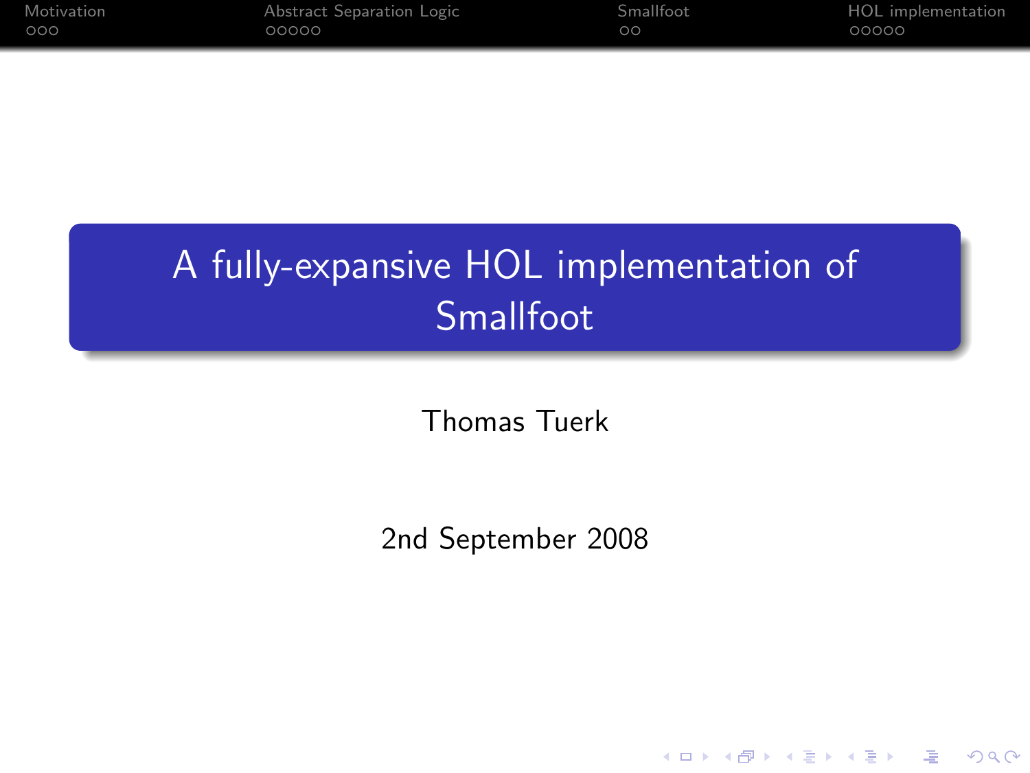# A fully-expansive HOL implementation of Smallfoot

Thomas Tuerk

2nd September 2008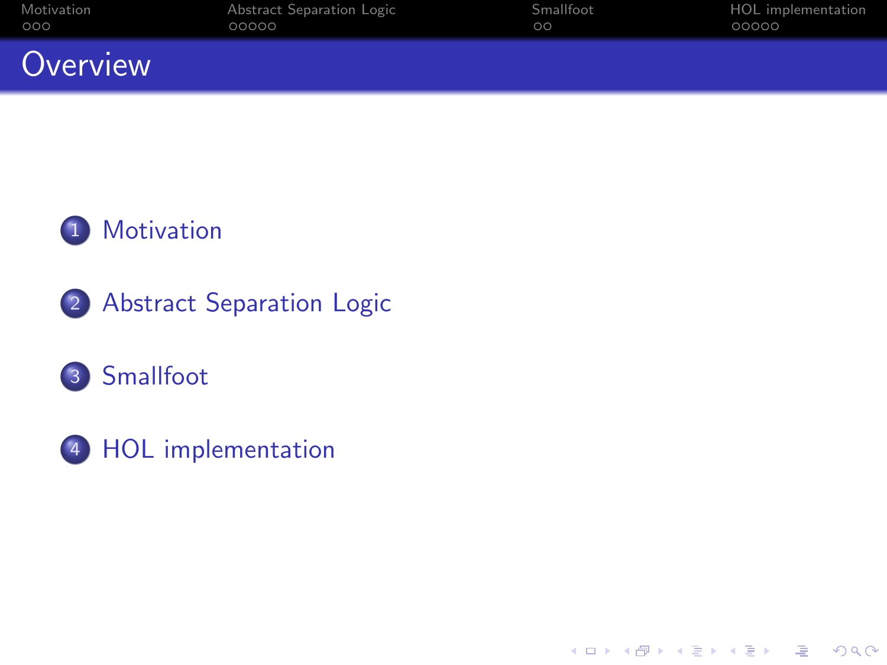# Overview

1. Motivation
2. Abstract Separation Logic
3. Smallfoot
4. HOL implementation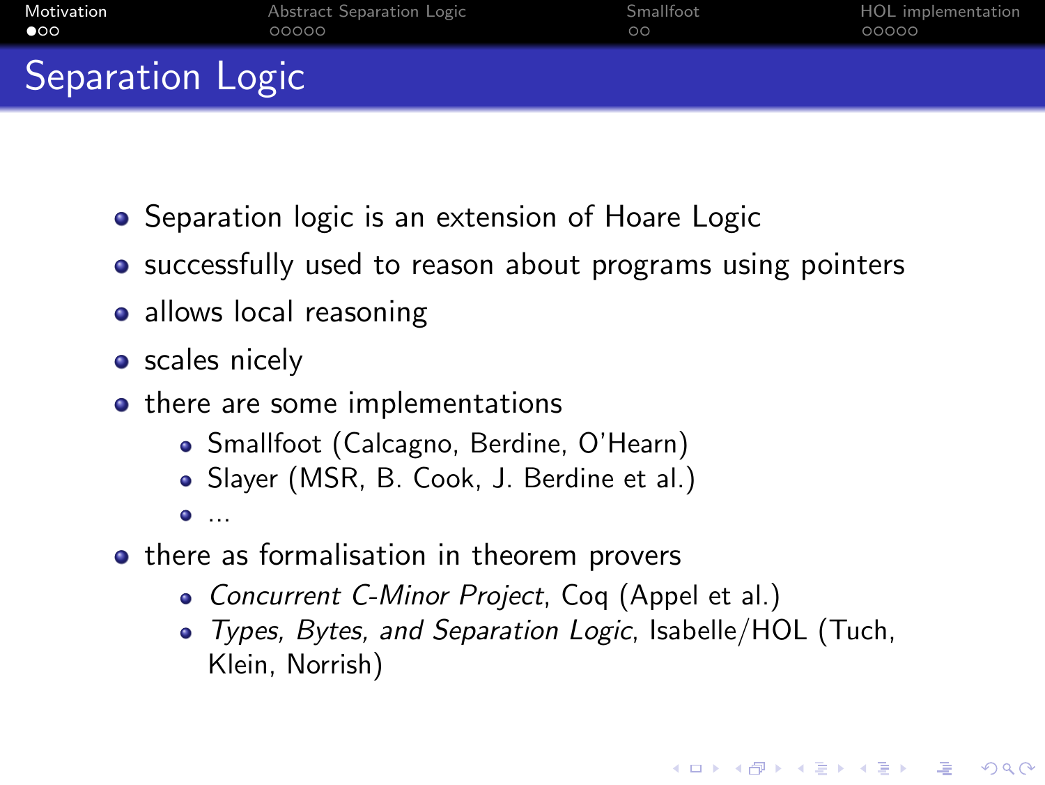# Separation Logic

- Separation logic is an extension of Hoare Logic
- successfully used to reason about programs using pointers
- allows local reasoning
- scales nicely
- there are some implementations
  - Smallfoot (Calcagno, Berdine, O'Hearn)
  - Slayer (MSR, B. Cook, J. Berdine et al.)
  - ...
- there as formalisation in theorem provers
  - *Concurrent C-Minor Project*, Coq (Appel et al.)
  - *Types, Bytes, and Separation Logic*, Isabelle/HOL (Tuch, Klein, Norrish)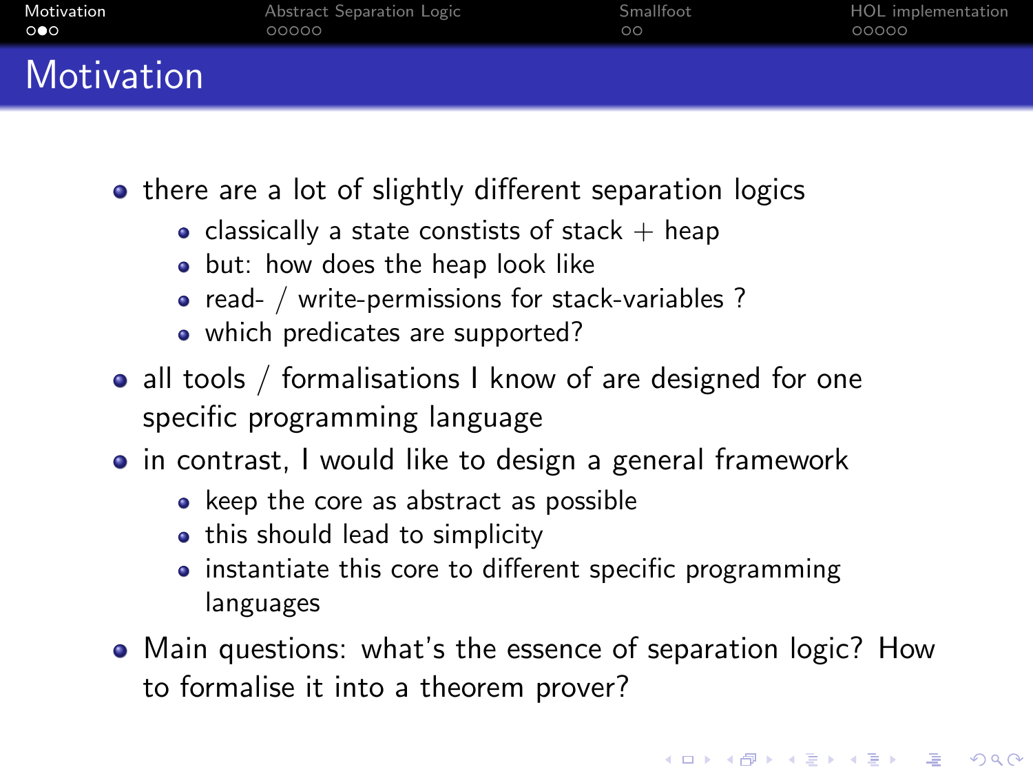# Motivation

- there are a lot of slightly different separation logics
  - classically a state constists of stack + heap
  - but: how does the heap look like
  - read- / write-permissions for stack-variables ?
  - which predicates are supported?
- all tools / formalisations I know of are designed for one specific programming language
- in contrast, I would like to design a general framework
  - keep the core as abstract as possible
  - this should lead to simplicity
  - instantiate this core to different specific programming languages
- Main questions: what's the essence of separation logic? How to formalise it into a theorem prover?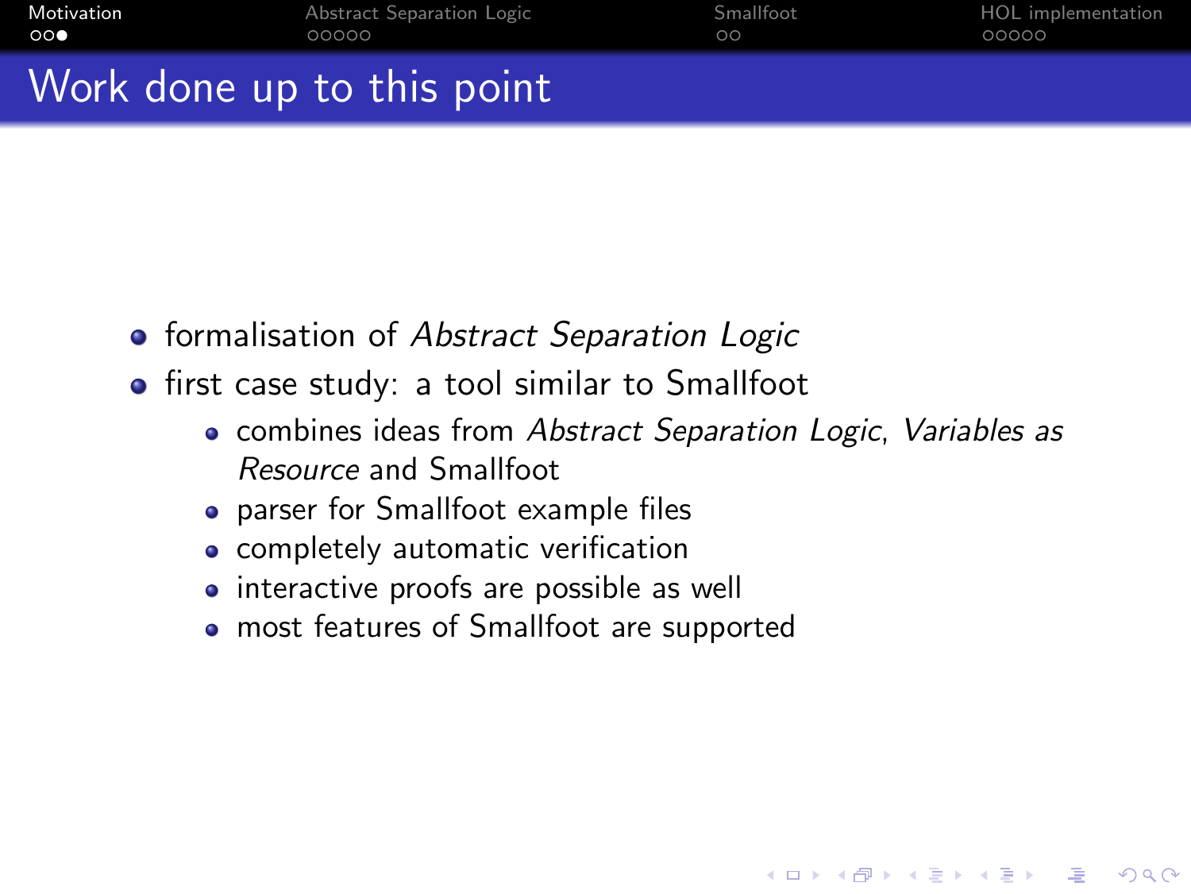# Work done up to this point

- formalisation of *Abstract Separation Logic*
- first case study: a tool similar to Smallfoot
  - combines ideas from *Abstract Separation Logic*, *Variables as Resource* and Smallfoot
  - parser for Smallfoot example files
  - completely automatic verification
  - interactive proofs are possible as well
  - most features of Smallfoot are supported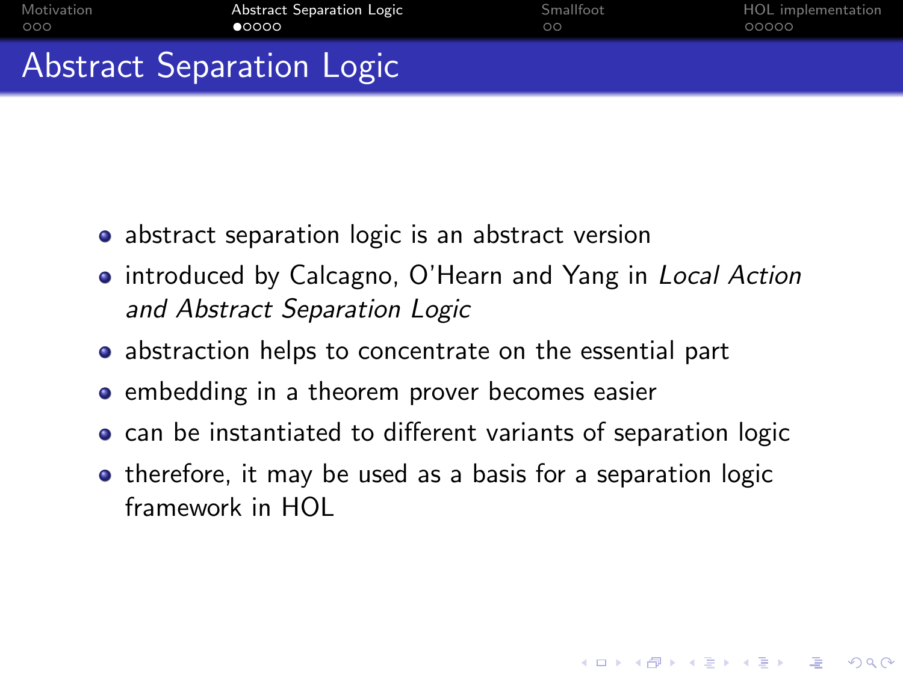# Abstract Separation Logic

- abstract separation logic is an abstract version
- introduced by Calcagno, O'Hearn and Yang in *Local Action and Abstract Separation Logic*
- abstraction helps to concentrate on the essential part
- embedding in a theorem prover becomes easier
- can be instantiated to different variants of separation logic
- therefore, it may be used as a basis for a separation logic framework in HOL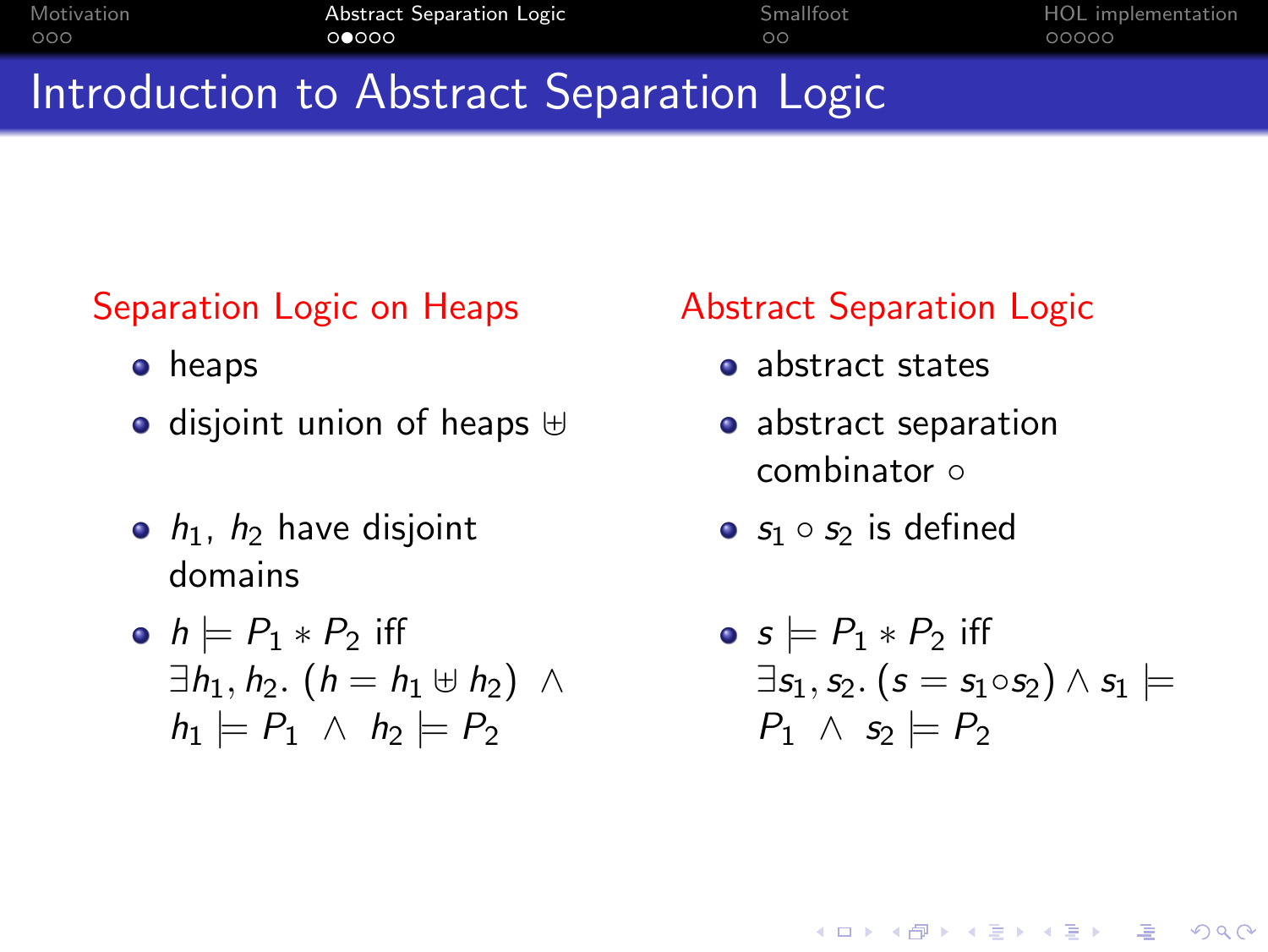# Introduction to Abstract Separation Logic

## Separation Logic on Heaps

- heaps
- disjoint union of heaps $\uplus$
- $h_1$, $h_2$ have disjoint domains
- $h \models P_1 * P_2$ iff $\exists h_1, h_2. \, (h = h_1 \uplus h_2) \;\wedge\; h_1 \models P_1 \;\wedge\; h_2 \models P_2$

## Abstract Separation Logic

- abstract states
- abstract separation combinator $\circ$
- $s_1 \circ s_2$ is defined
- $s \models P_1 * P_2$ iff $\exists s_1, s_2. \, (s = s_1 \circ s_2) \wedge s_1 \models P_1 \;\wedge\; s_2 \models P_2$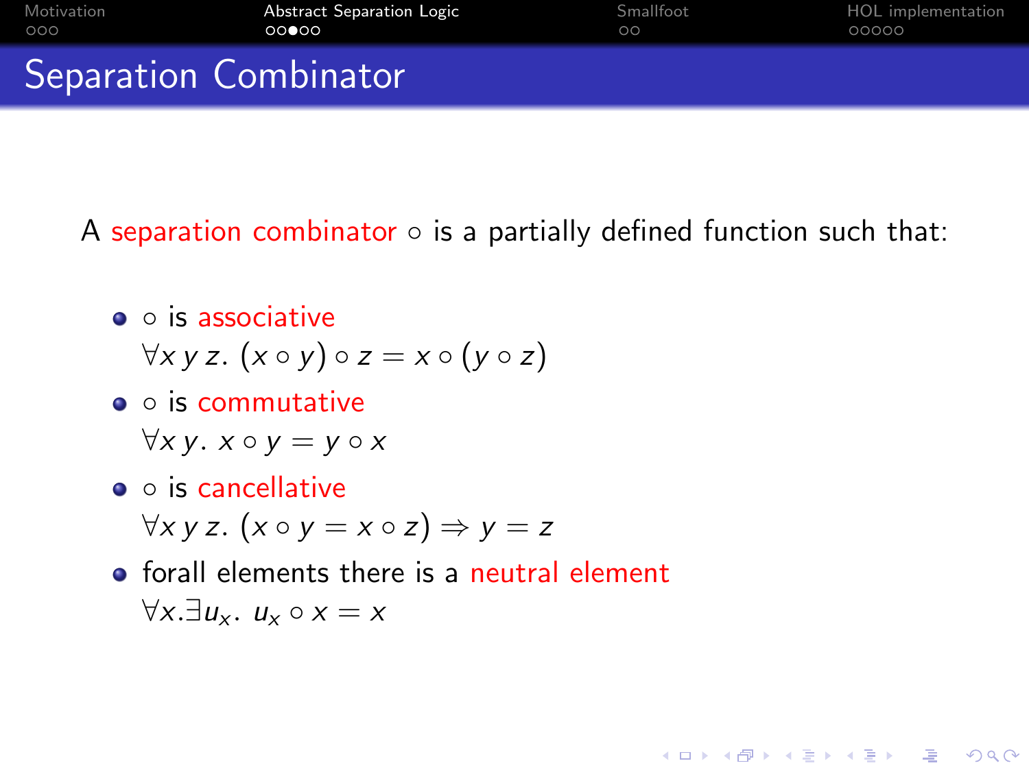# Separation Combinator

A separation combinator $\circ$ is a partially defined function such that:

- $\circ$ is associative
  $\forall x\, y\, z.\ (x \circ y) \circ z = x \circ (y \circ z)$
- $\circ$ is commutative
  $\forall x\, y.\ x \circ y = y \circ x$
- $\circ$ is cancellative
  $\forall x\, y\, z.\ (x \circ y = x \circ z) \Rightarrow y = z$
- forall elements there is a neutral element
  $\forall x. \exists u_x.\ u_x \circ x = x$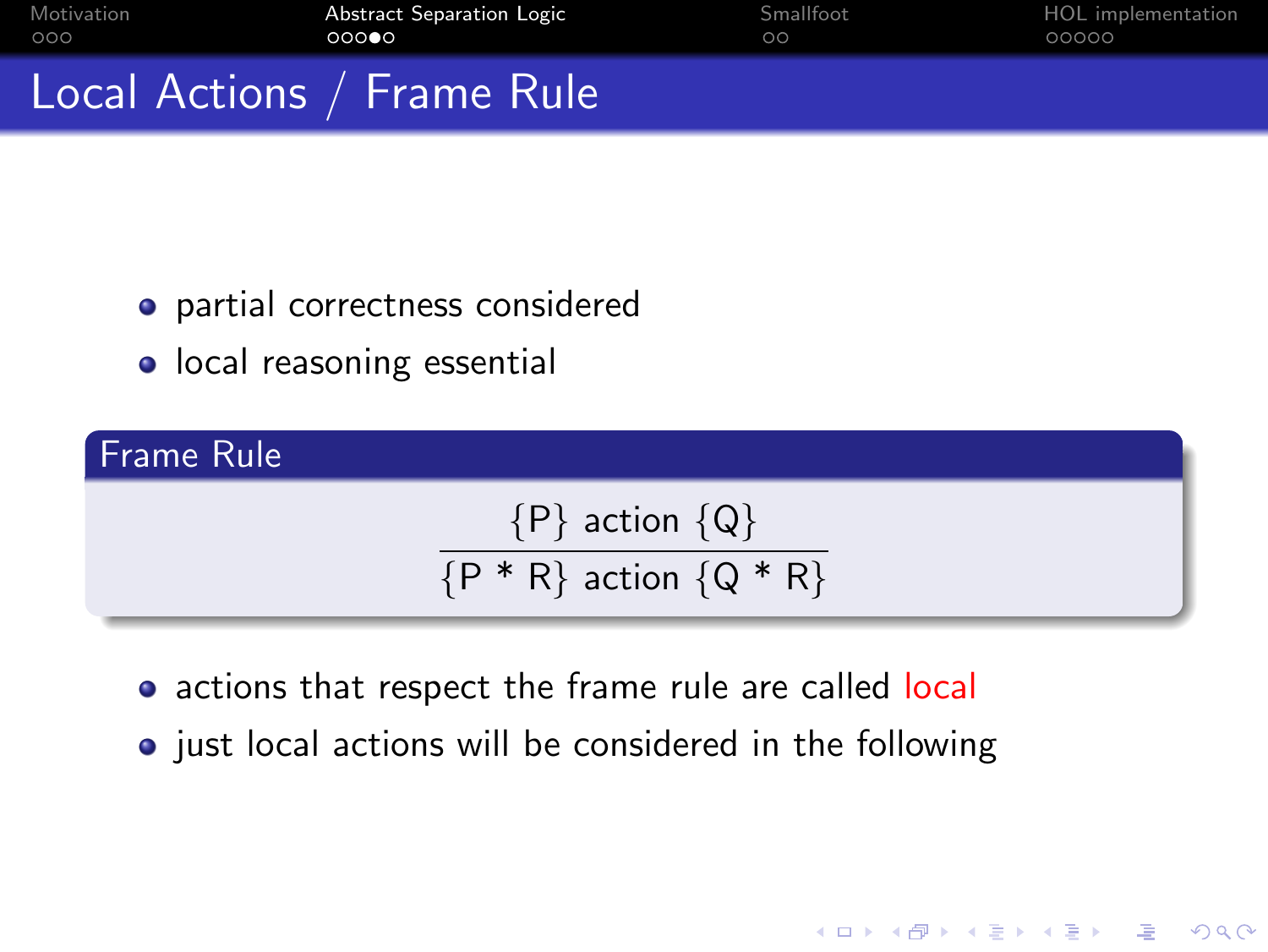# Local Actions / Frame Rule

- partial correctness considered
- local reasoning essential

**Frame Rule**

$$\frac{\{P\}\ \text{action}\ \{Q\}}{\{P * R\}\ \text{action}\ \{Q * R\}}$$

- actions that respect the frame rule are called local
- just local actions will be considered in the following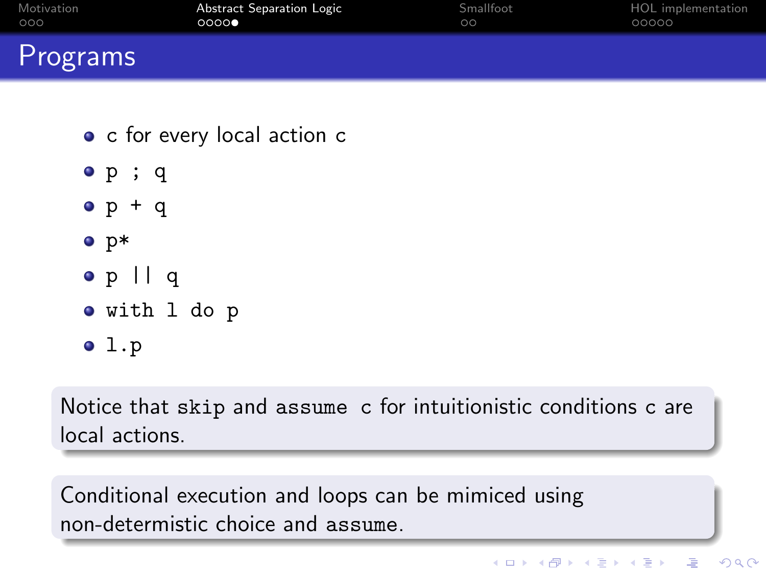# Programs

- c for every local action c
- `p ; q`
- `p + q`
- `p*`
- `p || q`
- `with l do p`
- `l.p`

Notice that `skip` and `assume c` for intuitionistic conditions c are local actions.

Conditional execution and loops can be mimiced using non-determistic choice and `assume`.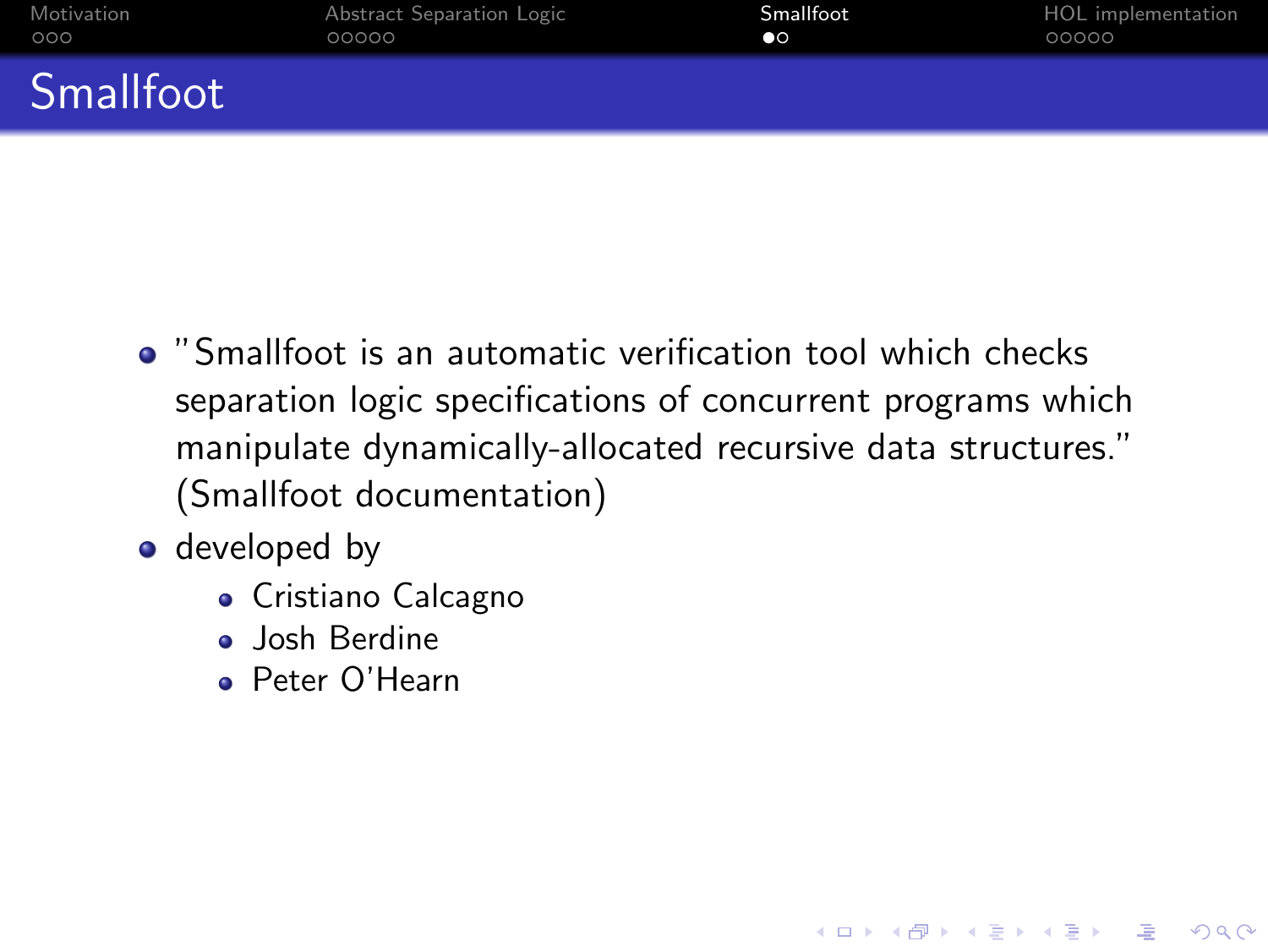# Smallfoot

- "Smallfoot is an automatic verification tool which checks separation logic specifications of concurrent programs which manipulate dynamically-allocated recursive data structures." (Smallfoot documentation)
- developed by
  - Cristiano Calcagno
  - Josh Berdine
  - Peter O'Hearn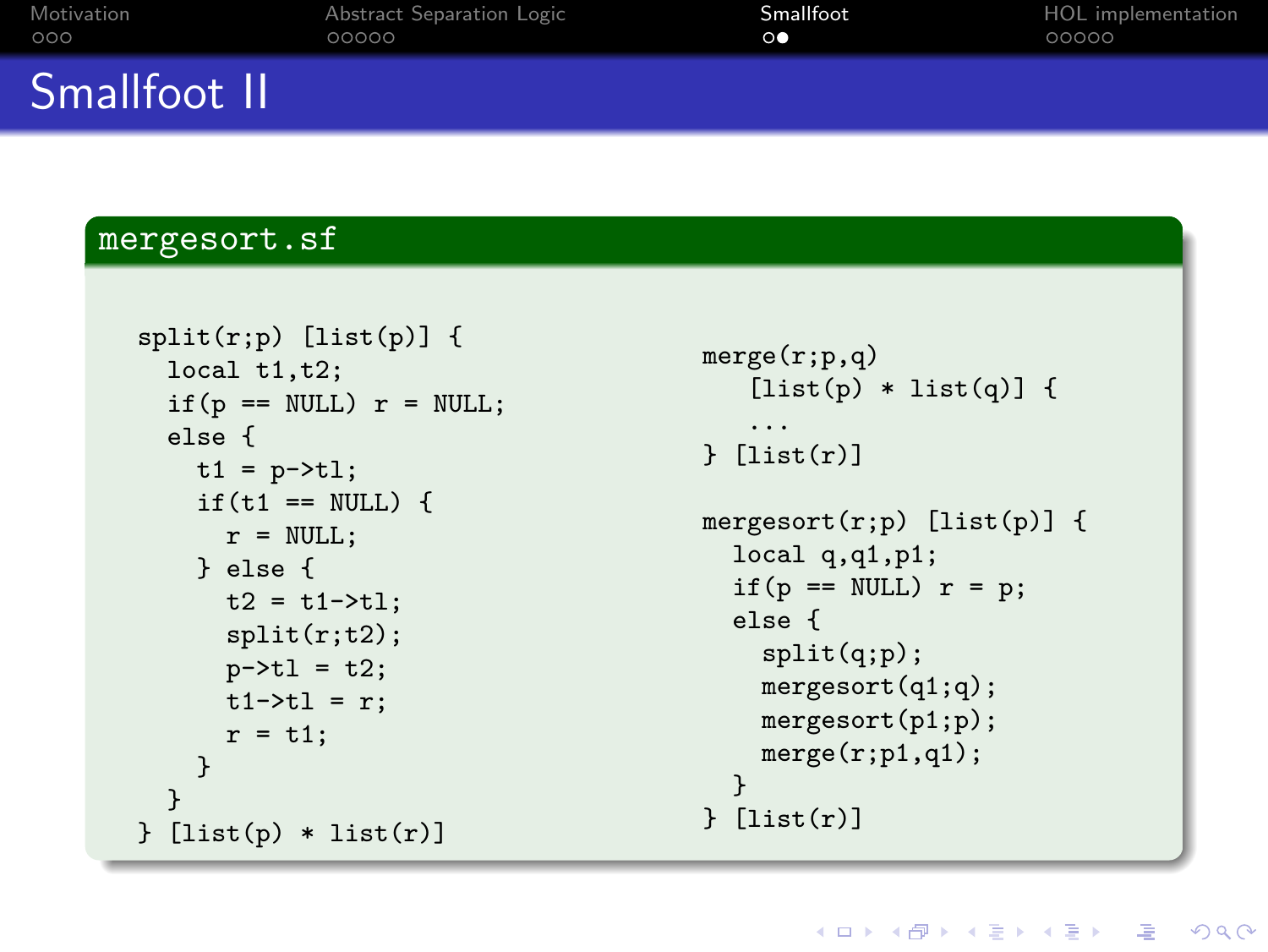# Smallfoot II

## mergesort.sf

```
split(r;p) [list(p)] {
  local t1,t2;
  if(p == NULL) r = NULL;
  else {
    t1 = p->tl;
    if(t1 == NULL) {
      r = NULL;
    } else {
      t2 = t1->tl;
      split(r;t2);
      p->tl = t2;
      t1->tl = r;
      r = t1;
    }
  }
} [list(p) * list(r)]
```

```
merge(r;p,q)
    [list(p) * list(q)] {
    ...
} [list(r)]

mergesort(r;p) [list(p)] {
  local q,q1,p1;
  if(p == NULL) r = p;
  else {
    split(q;p);
    mergesort(q1;q);
    mergesort(p1;p);
    merge(r;p1,q1);
  }
} [list(r)]
```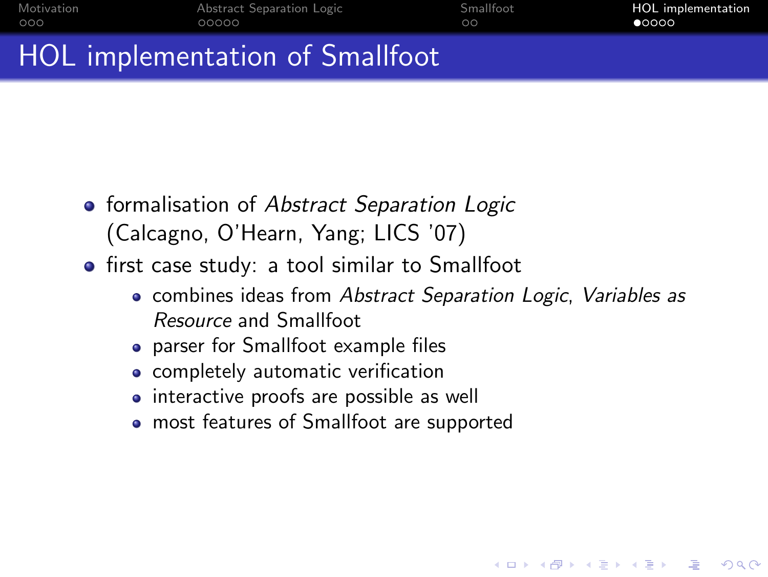# HOL implementation of Smallfoot

- formalisation of *Abstract Separation Logic* (Calcagno, O'Hearn, Yang; LICS '07)
- first case study: a tool similar to Smallfoot
  - combines ideas from *Abstract Separation Logic*, *Variables as Resource* and Smallfoot
  - parser for Smallfoot example files
  - completely automatic verification
  - interactive proofs are possible as well
  - most features of Smallfoot are supported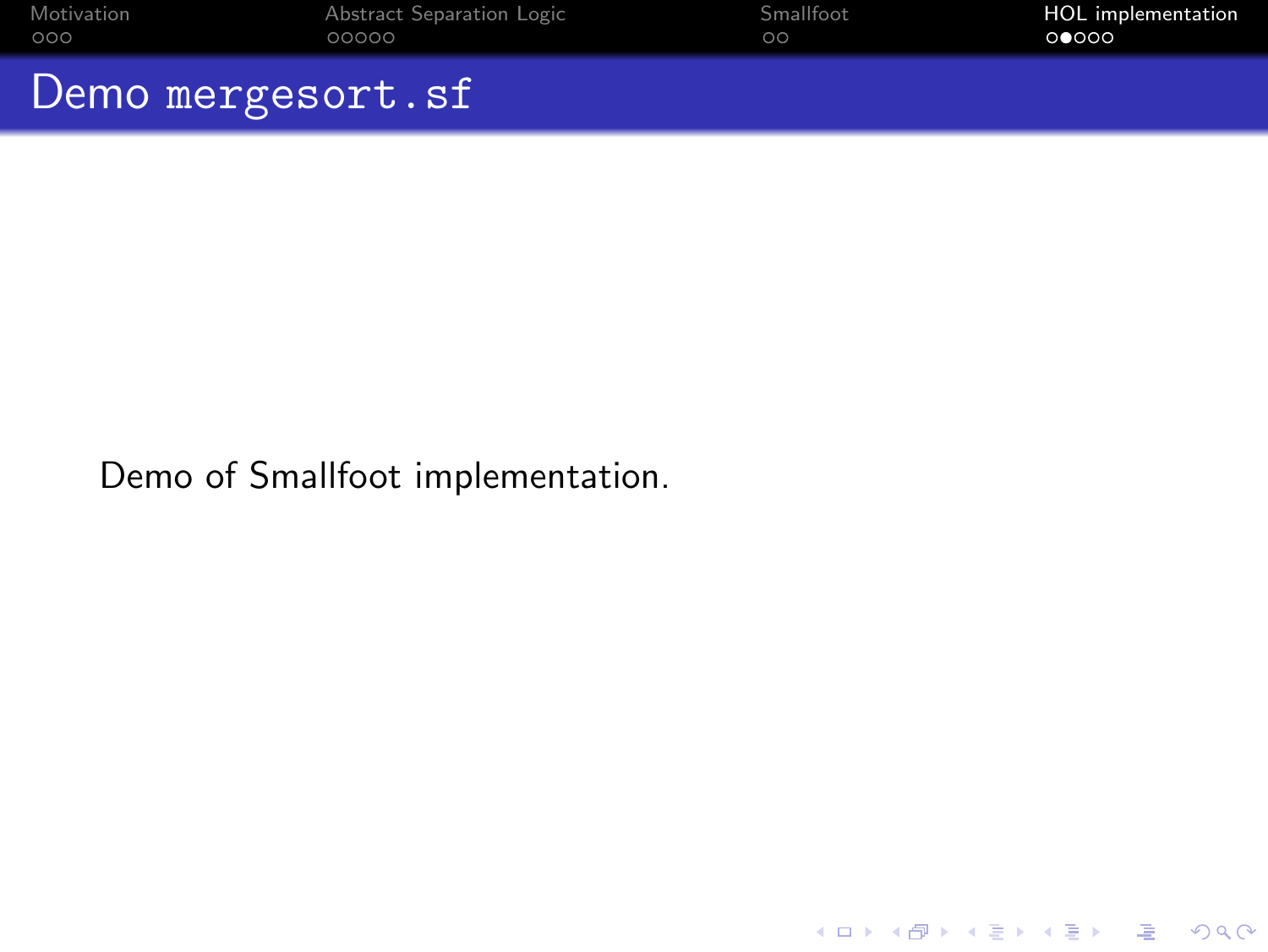# Demo `mergesort.sf`

Demo of Smallfoot implementation.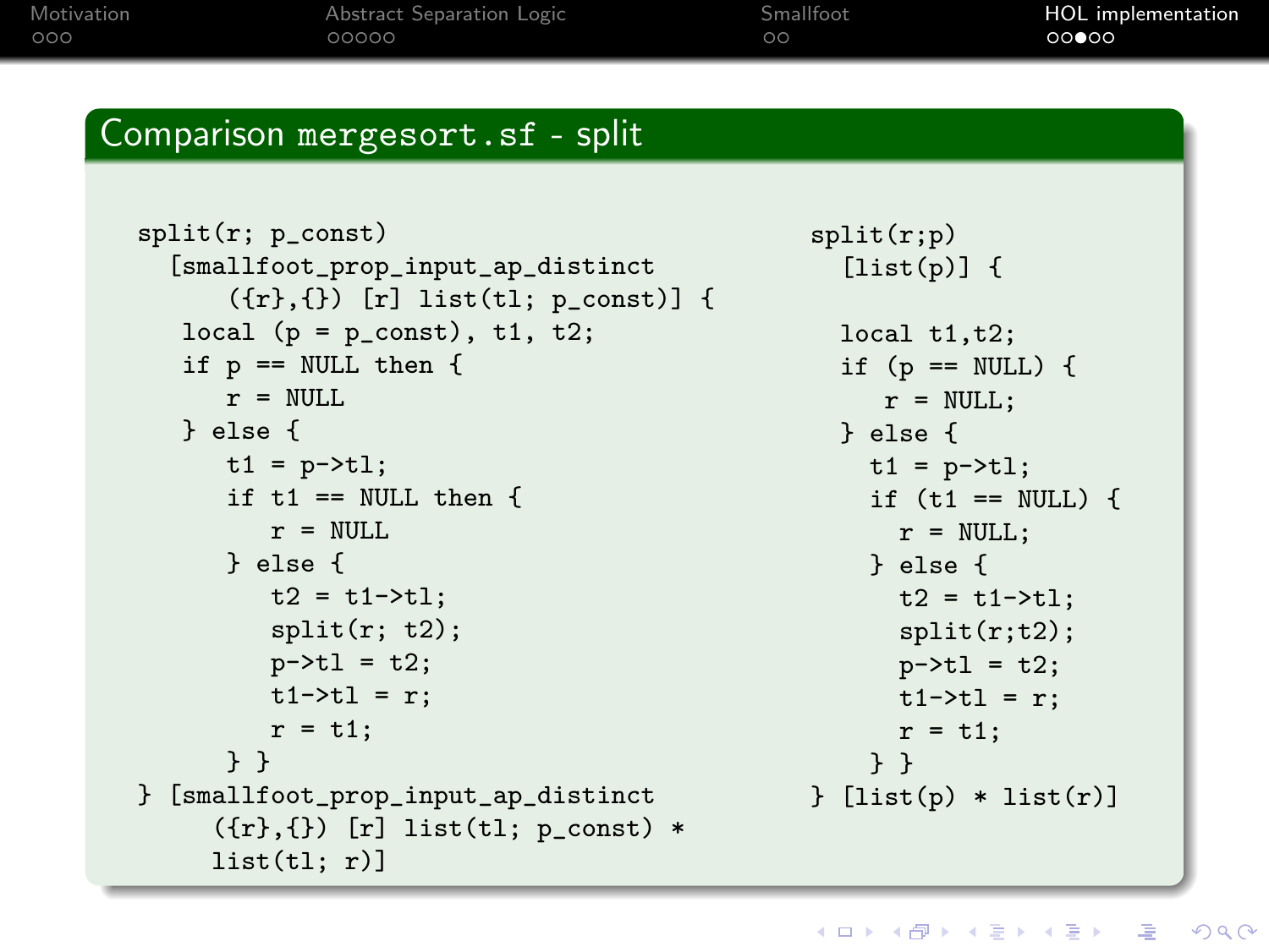## Comparison mergesort.sf - split

```
split(r; p_const)
  [smallfoot_prop_input_ap_distinct
     ({r},{}) [r] list(tl; p_const)] {
   local (p = p_const), t1, t2;
   if p == NULL then {
      r = NULL
   } else {
      t1 = p->tl;
      if t1 == NULL then {
         r = NULL
      } else {
         t2 = t1->tl;
         split(r; t2);
         p->tl = t2;
         t1->tl = r;
         r = t1;
      } }
} [smallfoot_prop_input_ap_distinct
     ({r},{}) [r] list(tl; p_const) *
     list(tl; r)]
```

```
split(r;p)
  [list(p)] {

  local t1,t2;
  if (p == NULL) {
     r = NULL;
  } else {
    t1 = p->tl;
    if (t1 == NULL) {
      r = NULL;
    } else {
      t2 = t1->tl;
      split(r;t2);
      p->tl = t2;
      t1->tl = r;
      r = t1;
    } }
} [list(p) * list(r)]
```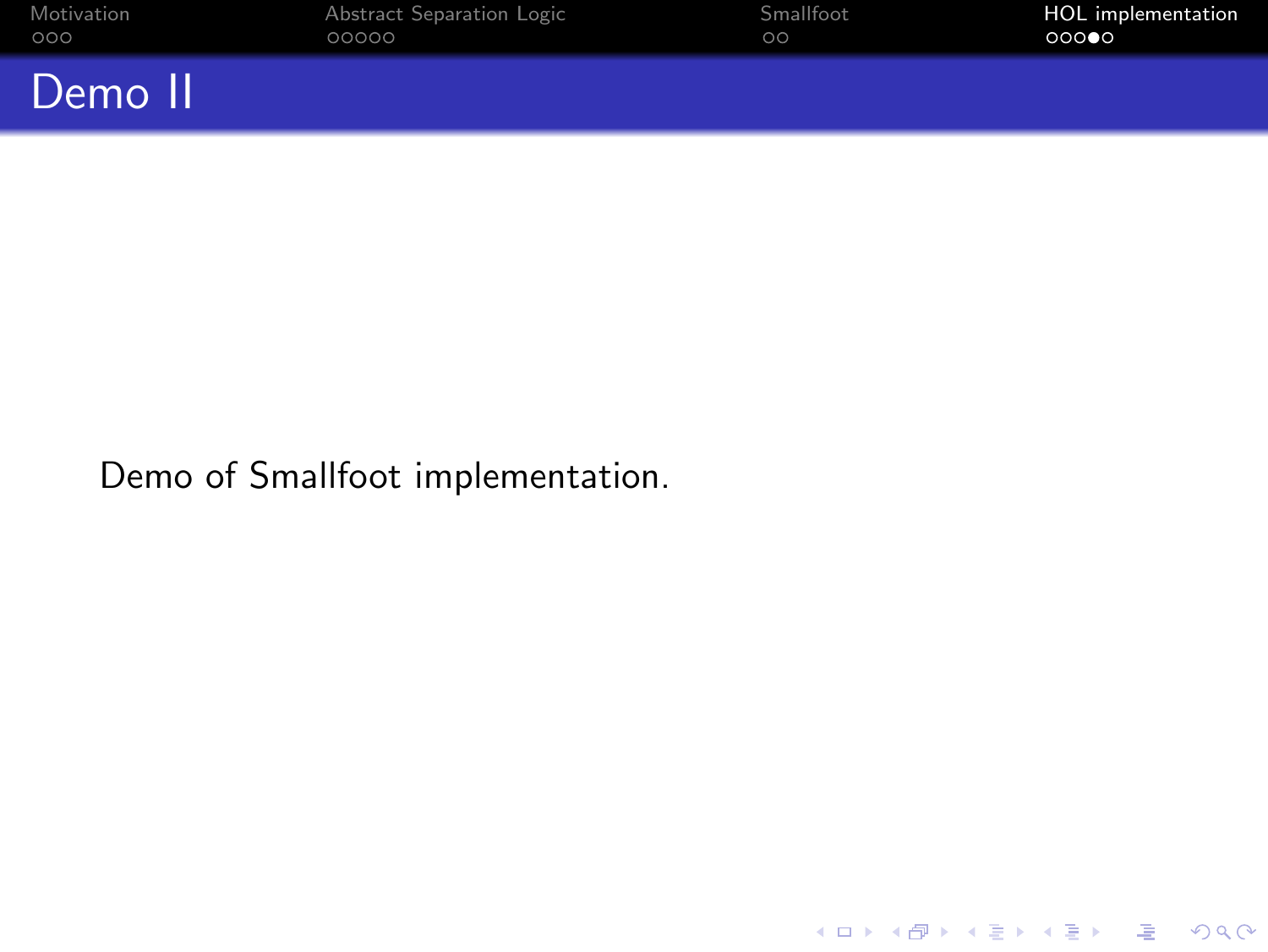# Demo II

Demo of Smallfoot implementation.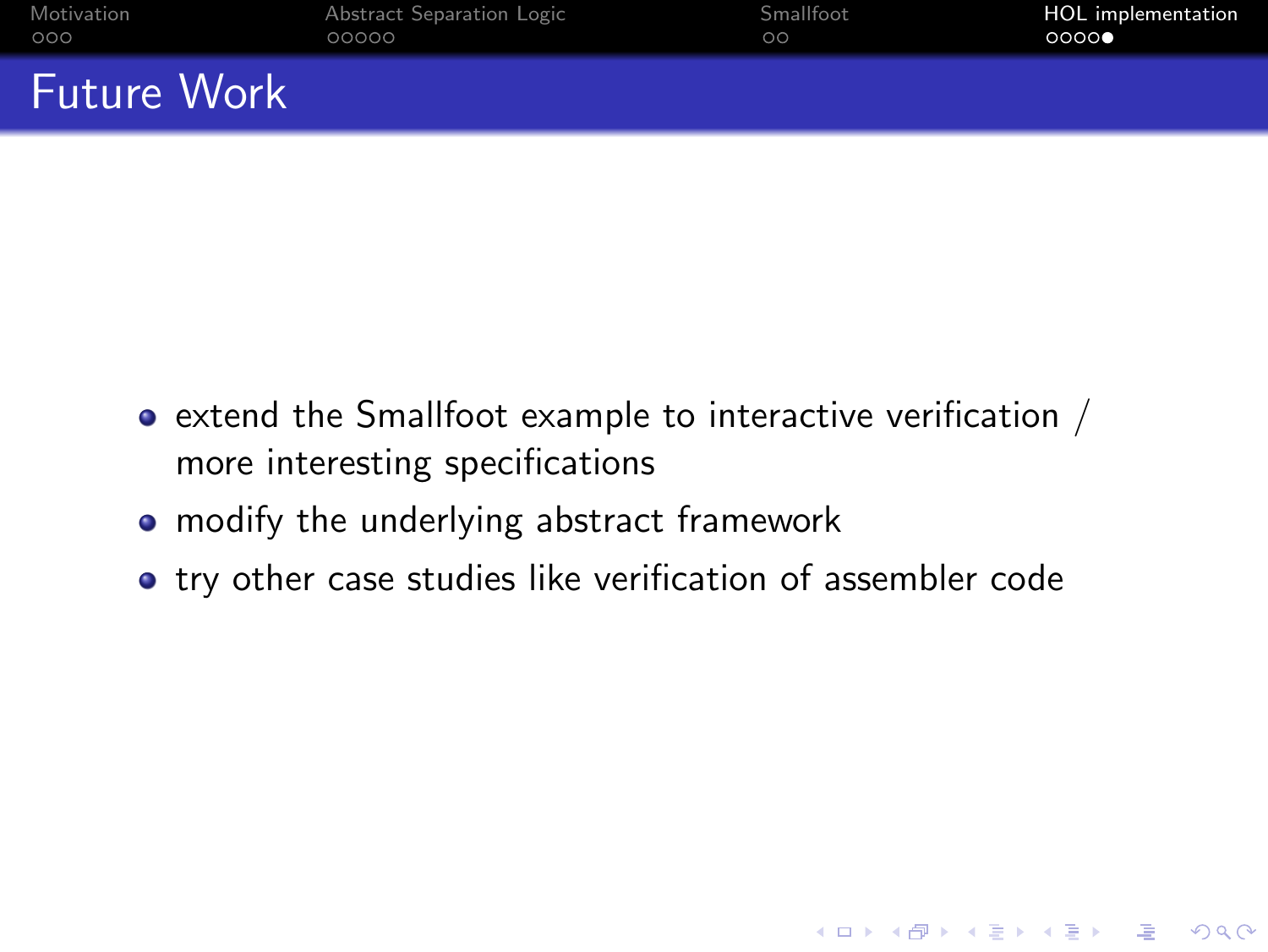# Future Work

- extend the Smallfoot example to interactive verification / more interesting specifications
- modify the underlying abstract framework
- try other case studies like verification of assembler code